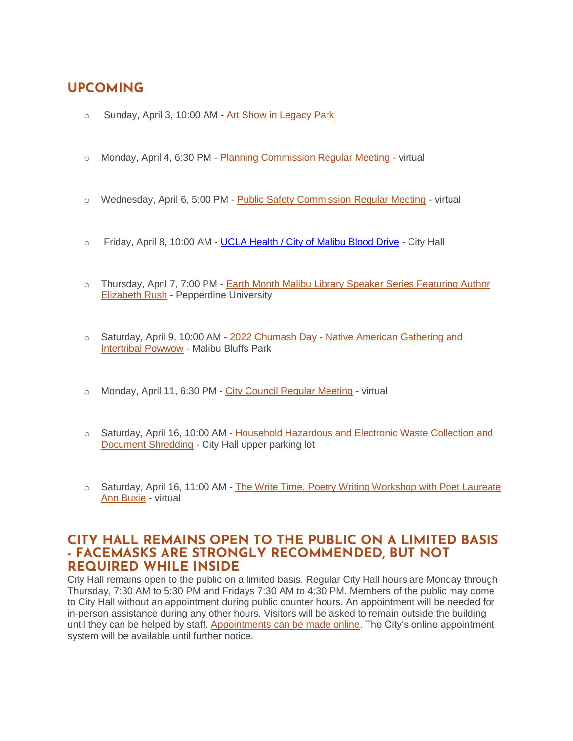## UPCOMING

- Sunday, April 3, 10:00 AM - Art Show in Legacy Park
- Monday, April 4, 6:30 PM - Planning Commission Regular Meeting - virtual
- Wednesday, April 6, 5:00 PM - Public Safety Commission Regular Meeting - virtual
- Friday, April 8, 10:00 AM - UCLA Health / City of Malibu Blood Drive - City Hall
- Thursday, April 7, 7:00 PM - Earth Month Malibu Library Speaker Series Featuring Author Elizabeth Rush - Pepperdine University
- Saturday, April 9, 10:00 AM - 2022 Chumash Day - Native American Gathering and Intertribal Powwow - Malibu Bluffs Park
- Monday, April 11, 6:30 PM - City Council Regular Meeting - virtual
- Saturday, April 16, 10:00 AM - Household Hazardous and Electronic Waste Collection and Document Shredding - City Hall upper parking lot
- Saturday, April 16, 11:00 AM - The Write Time, Poetry Writing Workshop with Poet Laureate Ann Buxie - virtual

## CITY HALL REMAINS OPEN TO THE PUBLIC ON A LIMITED BASIS - FACEMASKS ARE STRONGLY RECOMMENDED, BUT NOT REQUIRED WHILE INSIDE

City Hall remains open to the public on a limited basis. Regular City Hall hours are Monday through Thursday, 7:30 AM to 5:30 PM and Fridays 7:30 AM to 4:30 PM. Members of the public may come to City Hall without an appointment during public counter hours. An appointment will be needed for in-person assistance during any other hours. Visitors will be asked to remain outside the building until they can be helped by staff. Appointments can be made online. The City's online appointment system will be available until further notice.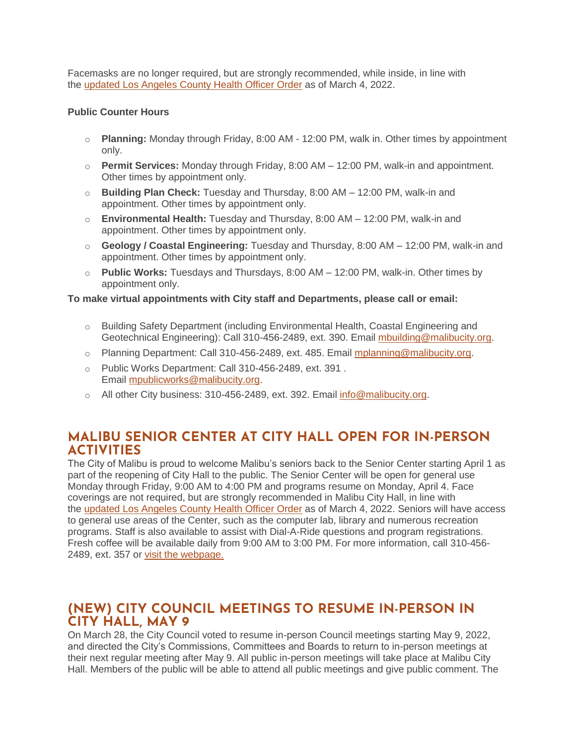Facemasks are no longer required, but are strongly recommended, while inside, in line with the updated Los Angeles County Health Officer Order as of March 4, 2022.

**Public Counter Hours**

- **Planning:** Monday through Friday, 8:00 AM - 12:00 PM, walk in. Other times by appointment only.
- **Permit Services:** Monday through Friday, 8:00 AM – 12:00 PM, walk-in and appointment. Other times by appointment only.
- **Building Plan Check:** Tuesday and Thursday, 8:00 AM – 12:00 PM, walk-in and appointment. Other times by appointment only.
- **Environmental Health:** Tuesday and Thursday, 8:00 AM – 12:00 PM, walk-in and appointment. Other times by appointment only.
- **Geology / Coastal Engineering:** Tuesday and Thursday, 8:00 AM – 12:00 PM, walk-in and appointment. Other times by appointment only.
- **Public Works:** Tuesdays and Thursdays, 8:00 AM – 12:00 PM, walk-in. Other times by appointment only.

**To make virtual appointments with City staff and Departments, please call or email:**

- Building Safety Department (including Environmental Health, Coastal Engineering and Geotechnical Engineering): Call 310-456-2489, ext. 390. Email mbuilding@malibucity.org.
- Planning Department: Call 310-456-2489, ext. 485. Email mplanning@malibucity.org.
- Public Works Department: Call 310-456-2489, ext. 391 . Email mpublicworks@malibucity.org.
- All other City business: 310-456-2489, ext. 392. Email info@malibucity.org.

## MALIBU SENIOR CENTER AT CITY HALL OPEN FOR IN-PERSON ACTIVITIES

The City of Malibu is proud to welcome Malibu's seniors back to the Senior Center starting April 1 as part of the reopening of City Hall to the public. The Senior Center will be open for general use Monday through Friday, 9:00 AM to 4:00 PM and programs resume on Monday, April 4. Face coverings are not required, but are strongly recommended in Malibu City Hall, in line with the updated Los Angeles County Health Officer Order as of March 4, 2022. Seniors will have access to general use areas of the Center, such as the computer lab, library and numerous recreation programs. Staff is also available to assist with Dial-A-Ride questions and program registrations. Fresh coffee will be available daily from 9:00 AM to 3:00 PM. For more information, call 310-456-2489, ext. 357 or visit the webpage.

## (NEW) CITY COUNCIL MEETINGS TO RESUME IN-PERSON IN CITY HALL, MAY 9

On March 28, the City Council voted to resume in-person Council meetings starting May 9, 2022, and directed the City's Commissions, Committees and Boards to return to in-person meetings at their next regular meeting after May 9. All public in-person meetings will take place at Malibu City Hall. Members of the public will be able to attend all public meetings and give public comment. The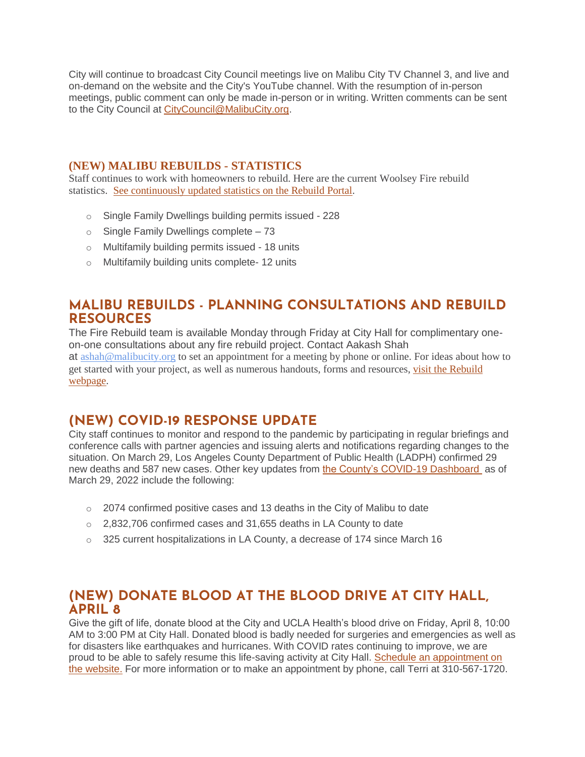City will continue to broadcast City Council meetings live on Malibu City TV Channel 3, and live and on-demand on the website and the City's YouTube channel. With the resumption of in-person meetings, public comment can only be made in-person or in writing. Written comments can be sent to the City Council at CityCouncil@MalibuCity.org.

### (NEW) MALIBU REBUILDS - STATISTICS

Staff continues to work with homeowners to rebuild. Here are the current Woolsey Fire rebuild statistics. See continuously updated statistics on the Rebuild Portal.

- Single Family Dwellings building permits issued - 228
- Single Family Dwellings complete – 73
- Multifamily building permits issued - 18 units
- Multifamily building units complete- 12 units

## MALIBU REBUILDS - PLANNING CONSULTATIONS AND REBUILD RESOURCES

The Fire Rebuild team is available Monday through Friday at City Hall for complimentary one-on-one consultations about any fire rebuild project. Contact Aakash Shah at ashah@malibucity.org to set an appointment for a meeting by phone or online. For ideas about how to get started with your project, as well as numerous handouts, forms and resources, visit the Rebuild webpage.

## (NEW) COVID-19 RESPONSE UPDATE

City staff continues to monitor and respond to the pandemic by participating in regular briefings and conference calls with partner agencies and issuing alerts and notifications regarding changes to the situation. On March 29, Los Angeles County Department of Public Health (LADPH) confirmed 29 new deaths and 587 new cases. Other key updates from the County's COVID-19 Dashboard as of March 29, 2022 include the following:

- 2074 confirmed positive cases and 13 deaths in the City of Malibu to date
- 2,832,706 confirmed cases and 31,655 deaths in LA County to date
- 325 current hospitalizations in LA County, a decrease of 174 since March 16

## (NEW) DONATE BLOOD AT THE BLOOD DRIVE AT CITY HALL, APRIL 8

Give the gift of life, donate blood at the City and UCLA Health's blood drive on Friday, April 8, 10:00 AM to 3:00 PM at City Hall. Donated blood is badly needed for surgeries and emergencies as well as for disasters like earthquakes and hurricanes. With COVID rates continuing to improve, we are proud to be able to safely resume this life-saving activity at City Hall. Schedule an appointment on the website. For more information or to make an appointment by phone, call Terri at 310-567-1720.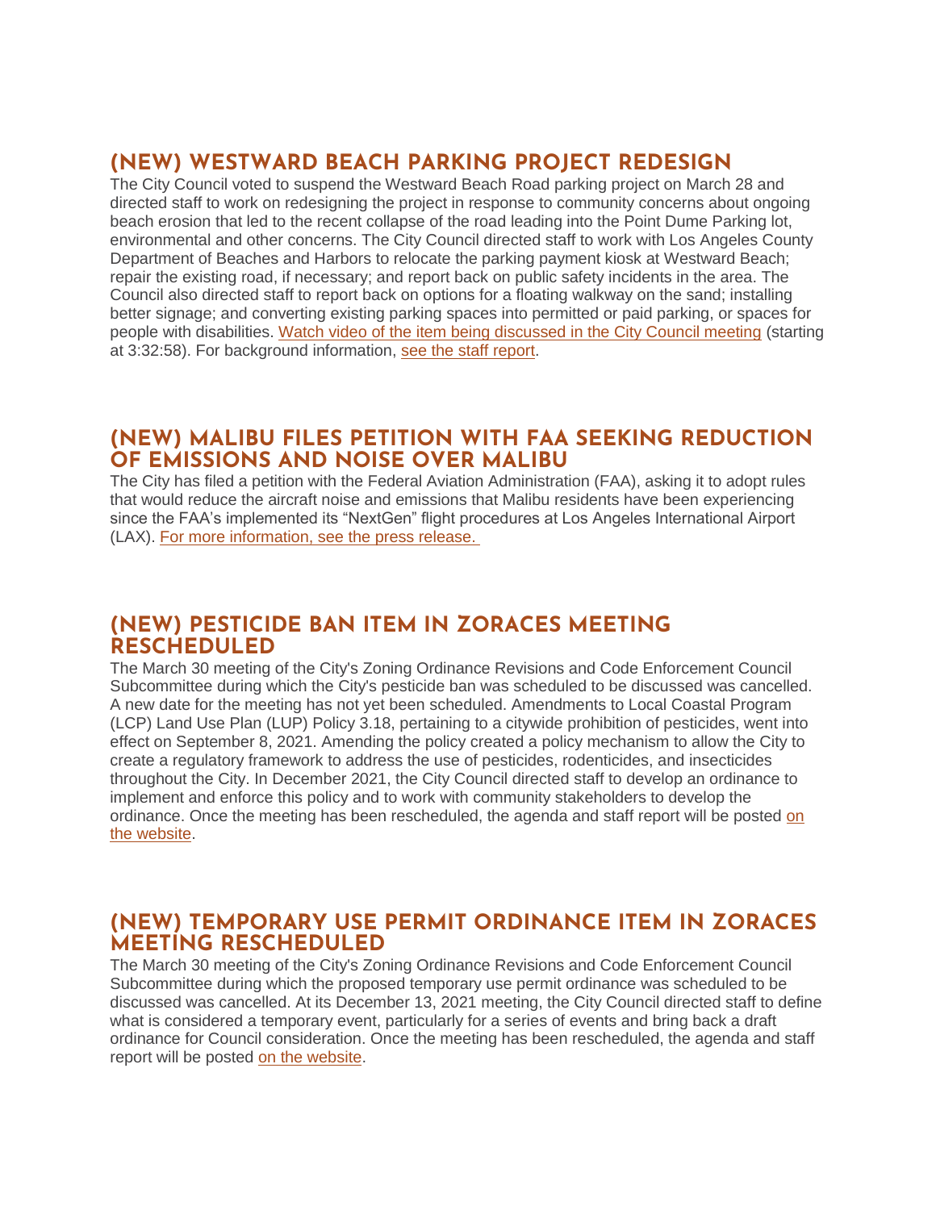## (NEW) WESTWARD BEACH PARKING PROJECT REDESIGN

The City Council voted to suspend the Westward Beach Road parking project on March 28 and directed staff to work on redesigning the project in response to community concerns about ongoing beach erosion that led to the recent collapse of the road leading into the Point Dume Parking lot, environmental and other concerns. The City Council directed staff to work with Los Angeles County Department of Beaches and Harbors to relocate the parking payment kiosk at Westward Beach; repair the existing road, if necessary; and report back on public safety incidents in the area. The Council also directed staff to report back on options for a floating walkway on the sand; installing better signage; and converting existing parking spaces into permitted or paid parking, or spaces for people with disabilities. Watch video of the item being discussed in the City Council meeting (starting at 3:32:58). For background information, see the staff report.

## (NEW) MALIBU FILES PETITION WITH FAA SEEKING REDUCTION OF EMISSIONS AND NOISE OVER MALIBU

The City has filed a petition with the Federal Aviation Administration (FAA), asking it to adopt rules that would reduce the aircraft noise and emissions that Malibu residents have been experiencing since the FAA's implemented its "NextGen" flight procedures at Los Angeles International Airport (LAX). For more information, see the press release.

## (NEW) PESTICIDE BAN ITEM IN ZORACES MEETING RESCHEDULED

The March 30 meeting of the City's Zoning Ordinance Revisions and Code Enforcement Council Subcommittee during which the City's pesticide ban was scheduled to be discussed was cancelled. A new date for the meeting has not yet been scheduled. Amendments to Local Coastal Program (LCP) Land Use Plan (LUP) Policy 3.18, pertaining to a citywide prohibition of pesticides, went into effect on September 8, 2021. Amending the policy created a policy mechanism to allow the City to create a regulatory framework to address the use of pesticides, rodenticides, and insecticides throughout the City. In December 2021, the City Council directed staff to develop an ordinance to implement and enforce this policy and to work with community stakeholders to develop the ordinance. Once the meeting has been rescheduled, the agenda and staff report will be posted on the website.

## (NEW) TEMPORARY USE PERMIT ORDINANCE ITEM IN ZORACES MEETING RESCHEDULED

The March 30 meeting of the City's Zoning Ordinance Revisions and Code Enforcement Council Subcommittee during which the proposed temporary use permit ordinance was scheduled to be discussed was cancelled. At its December 13, 2021 meeting, the City Council directed staff to define what is considered a temporary event, particularly for a series of events and bring back a draft ordinance for Council consideration. Once the meeting has been rescheduled, the agenda and staff report will be posted on the website.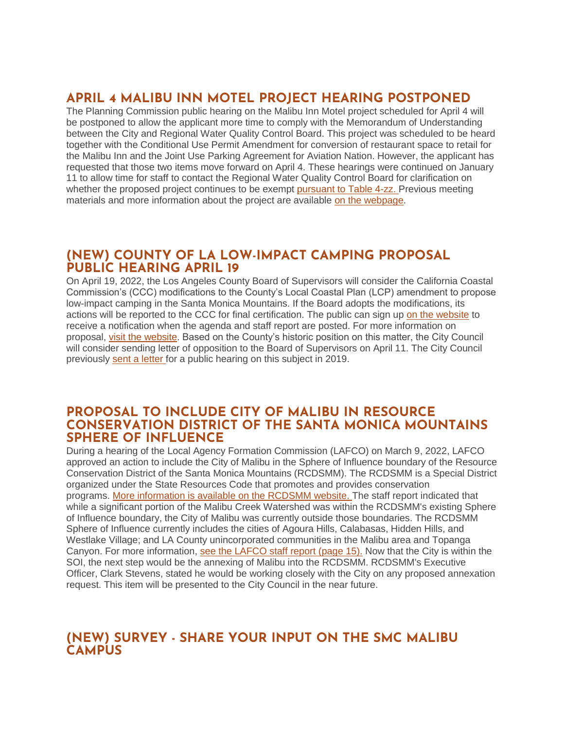## APRIL 4 MALIBU INN MOTEL PROJECT HEARING POSTPONED

The Planning Commission public hearing on the Malibu Inn Motel project scheduled for April 4 will be postponed to allow the applicant more time to comply with the Memorandum of Understanding between the City and Regional Water Quality Control Board. This project was scheduled to be heard together with the Conditional Use Permit Amendment for conversion of restaurant space to retail for the Malibu Inn and the Joint Use Parking Agreement for Aviation Nation. However, the applicant has requested that those two items move forward on April 4. These hearings were continued on January 11 to allow time for staff to contact the Regional Water Quality Control Board for clarification on whether the proposed project continues to be exempt pursuant to Table 4-zz. Previous meeting materials and more information about the project are available on the webpage.

## (NEW) COUNTY OF LA LOW-IMPACT CAMPING PROPOSAL PUBLIC HEARING APRIL 19

On April 19, 2022, the Los Angeles County Board of Supervisors will consider the California Coastal Commission's (CCC) modifications to the County's Local Coastal Plan (LCP) amendment to propose low-impact camping in the Santa Monica Mountains. If the Board adopts the modifications, its actions will be reported to the CCC for final certification. The public can sign up on the website to receive a notification when the agenda and staff report are posted. For more information on proposal, visit the website. Based on the County's historic position on this matter, the City Council will consider sending letter of opposition to the Board of Supervisors on April 11. The City Council previously sent a letter for a public hearing on this subject in 2019.

## PROPOSAL TO INCLUDE CITY OF MALIBU IN RESOURCE CONSERVATION DISTRICT OF THE SANTA MONICA MOUNTAINS SPHERE OF INFLUENCE

During a hearing of the Local Agency Formation Commission (LAFCO) on March 9, 2022, LAFCO approved an action to include the City of Malibu in the Sphere of Influence boundary of the Resource Conservation District of the Santa Monica Mountains (RCDSMM). The RCDSMM is a Special District organized under the State Resources Code that promotes and provides conservation programs. More information is available on the RCDSMM website. The staff report indicated that while a significant portion of the Malibu Creek Watershed was within the RCDSMM's existing Sphere of Influence boundary, the City of Malibu was currently outside those boundaries. The RCDSMM Sphere of Influence currently includes the cities of Agoura Hills, Calabasas, Hidden Hills, and Westlake Village; and LA County unincorporated communities in the Malibu area and Topanga Canyon. For more information, see the LAFCO staff report (page 15). Now that the City is within the SOI, the next step would be the annexing of Malibu into the RCDSMM. RCDSMM's Executive Officer, Clark Stevens, stated he would be working closely with the City on any proposed annexation request. This item will be presented to the City Council in the near future.

## (NEW) SURVEY - SHARE YOUR INPUT ON THE SMC MALIBU CAMPUS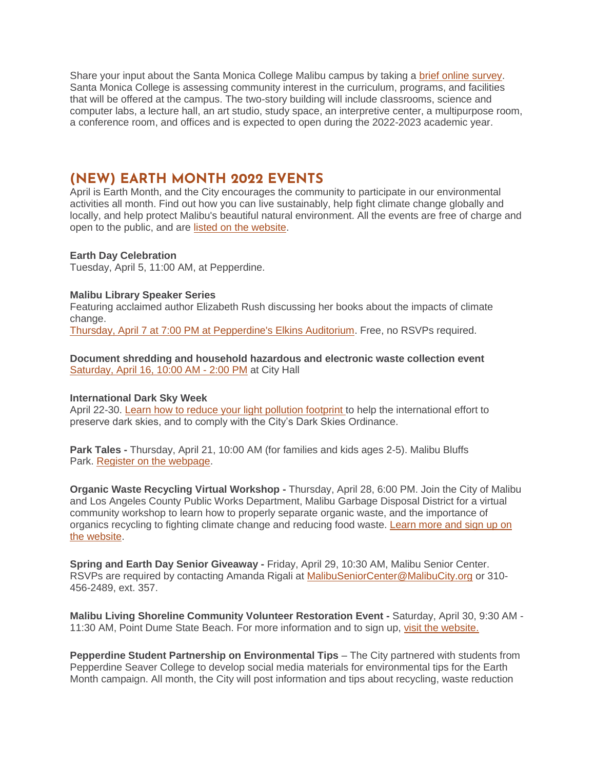Share your input about the Santa Monica College Malibu campus by taking a brief online survey. Santa Monica College is assessing community interest in the curriculum, programs, and facilities that will be offered at the campus. The two-story building will include classrooms, science and computer labs, a lecture hall, an art studio, study space, an interpretive center, a multipurpose room, a conference room, and offices and is expected to open during the 2022-2023 academic year.

## (NEW) EARTH MONTH 2022 EVENTS

April is Earth Month, and the City encourages the community to participate in our environmental activities all month. Find out how you can live sustainably, help fight climate change globally and locally, and help protect Malibu's beautiful natural environment. All the events are free of charge and open to the public, and are listed on the website.

**Earth Day Celebration**
Tuesday, April 5, 11:00 AM, at Pepperdine.

**Malibu Library Speaker Series**
Featuring acclaimed author Elizabeth Rush discussing her books about the impacts of climate change.
Thursday, April 7 at 7:00 PM at Pepperdine's Elkins Auditorium. Free, no RSVPs required.

**Document shredding and household hazardous and electronic waste collection event**
Saturday, April 16, 10:00 AM - 2:00 PM at City Hall

**International Dark Sky Week**
April 22-30. Learn how to reduce your light pollution footprint to help the international effort to preserve dark skies, and to comply with the City's Dark Skies Ordinance.

**Park Tales -** Thursday, April 21, 10:00 AM (for families and kids ages 2-5). Malibu Bluffs Park. Register on the webpage.

**Organic Waste Recycling Virtual Workshop -** Thursday, April 28, 6:00 PM. Join the City of Malibu and Los Angeles County Public Works Department, Malibu Garbage Disposal District for a virtual community workshop to learn how to properly separate organic waste, and the importance of organics recycling to fighting climate change and reducing food waste. Learn more and sign up on the website.

**Spring and Earth Day Senior Giveaway -** Friday, April 29, 10:30 AM, Malibu Senior Center. RSVPs are required by contacting Amanda Rigali at MalibuSeniorCenter@MalibuCity.org or 310-456-2489, ext. 357.

**Malibu Living Shoreline Community Volunteer Restoration Event -** Saturday, April 30, 9:30 AM - 11:30 AM, Point Dume State Beach. For more information and to sign up, visit the website.

**Pepperdine Student Partnership on Environmental Tips** – The City partnered with students from Pepperdine Seaver College to develop social media materials for environmental tips for the Earth Month campaign. All month, the City will post information and tips about recycling, waste reduction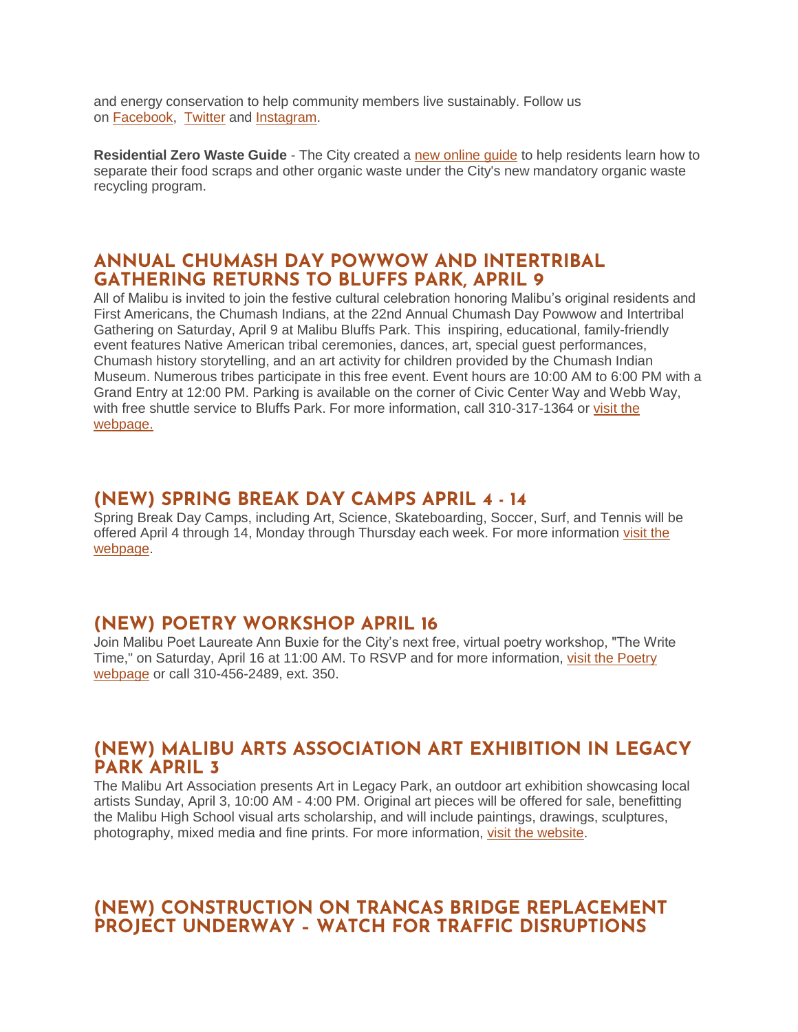and energy conservation to help community members live sustainably. Follow us on Facebook, Twitter and Instagram.

**Residential Zero Waste Guide** - The City created a new online guide to help residents learn how to separate their food scraps and other organic waste under the City's new mandatory organic waste recycling program.

## ANNUAL CHUMASH DAY POWWOW AND INTERTRIBAL GATHERING RETURNS TO BLUFFS PARK, APRIL 9

All of Malibu is invited to join the festive cultural celebration honoring Malibu's original residents and First Americans, the Chumash Indians, at the 22nd Annual Chumash Day Powwow and Intertribal Gathering on Saturday, April 9 at Malibu Bluffs Park. This inspiring, educational, family-friendly event features Native American tribal ceremonies, dances, art, special guest performances, Chumash history storytelling, and an art activity for children provided by the Chumash Indian Museum. Numerous tribes participate in this free event. Event hours are 10:00 AM to 6:00 PM with a Grand Entry at 12:00 PM. Parking is available on the corner of Civic Center Way and Webb Way, with free shuttle service to Bluffs Park. For more information, call 310-317-1364 or visit the webpage.

## (NEW) SPRING BREAK DAY CAMPS APRIL 4 - 14

Spring Break Day Camps, including Art, Science, Skateboarding, Soccer, Surf, and Tennis will be offered April 4 through 14, Monday through Thursday each week. For more information visit the webpage.

## (NEW) POETRY WORKSHOP APRIL 16

Join Malibu Poet Laureate Ann Buxie for the City's next free, virtual poetry workshop, "The Write Time," on Saturday, April 16 at 11:00 AM. To RSVP and for more information, visit the Poetry webpage or call 310-456-2489, ext. 350.

## (NEW) MALIBU ARTS ASSOCIATION ART EXHIBITION IN LEGACY PARK APRIL 3

The Malibu Art Association presents Art in Legacy Park, an outdoor art exhibition showcasing local artists Sunday, April 3, 10:00 AM - 4:00 PM. Original art pieces will be offered for sale, benefitting the Malibu High School visual arts scholarship, and will include paintings, drawings, sculptures, photography, mixed media and fine prints. For more information, visit the website.

## (NEW) CONSTRUCTION ON TRANCAS BRIDGE REPLACEMENT PROJECT UNDERWAY - WATCH FOR TRAFFIC DISRUPTIONS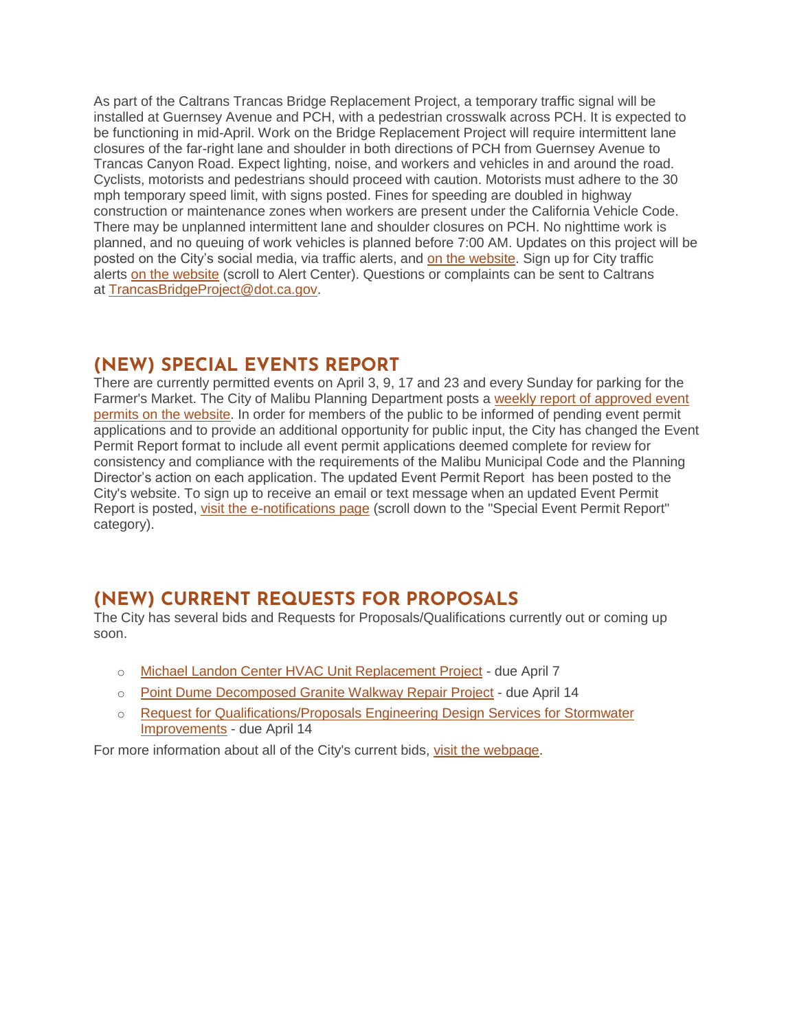As part of the Caltrans Trancas Bridge Replacement Project, a temporary traffic signal will be installed at Guernsey Avenue and PCH, with a pedestrian crosswalk across PCH. It is expected to be functioning in mid-April. Work on the Bridge Replacement Project will require intermittent lane closures of the far-right lane and shoulder in both directions of PCH from Guernsey Avenue to Trancas Canyon Road. Expect lighting, noise, and workers and vehicles in and around the road. Cyclists, motorists and pedestrians should proceed with caution. Motorists must adhere to the 30 mph temporary speed limit, with signs posted. Fines for speeding are doubled in highway construction or maintenance zones when workers are present under the California Vehicle Code. There may be unplanned intermittent lane and shoulder closures on PCH. No nighttime work is planned, and no queuing of work vehicles is planned before 7:00 AM. Updates on this project will be posted on the City's social media, via traffic alerts, and on the website. Sign up for City traffic alerts on the website (scroll to Alert Center). Questions or complaints can be sent to Caltrans at TrancasBridgeProject@dot.ca.gov.

## (NEW) SPECIAL EVENTS REPORT

There are currently permitted events on April 3, 9, 17 and 23 and every Sunday for parking for the Farmer's Market. The City of Malibu Planning Department posts a weekly report of approved event permits on the website. In order for members of the public to be informed of pending event permit applications and to provide an additional opportunity for public input, the City has changed the Event Permit Report format to include all event permit applications deemed complete for review for consistency and compliance with the requirements of the Malibu Municipal Code and the Planning Director's action on each application. The updated Event Permit Report has been posted to the City's website. To sign up to receive an email or text message when an updated Event Permit Report is posted, visit the e-notifications page (scroll down to the "Special Event Permit Report" category).

## (NEW) CURRENT REQUESTS FOR PROPOSALS

The City has several bids and Requests for Proposals/Qualifications currently out or coming up soon.

- Michael Landon Center HVAC Unit Replacement Project - due April 7
- Point Dume Decomposed Granite Walkway Repair Project - due April 14
- Request for Qualifications/Proposals Engineering Design Services for Stormwater Improvements - due April 14

For more information about all of the City's current bids, visit the webpage.